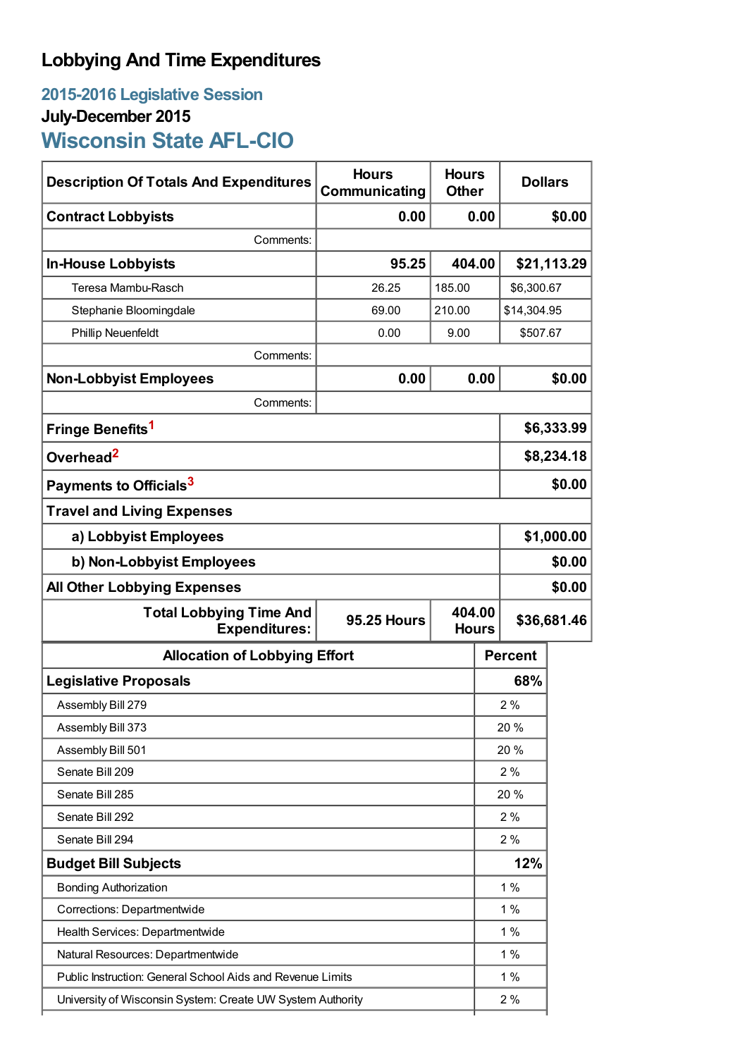# Lobbying And Time Expenditures

## 2015-2016 Legislative Session

### July-December 2015

## Wisconsin State AFL-CIO

| Description Of Totals And Expenditures | Hours Communicating | Hours Other | Dollars |
|---|---|---|---|
| **Contract Lobbyists** | **0.00** | **0.00** | **$0.00** |
| Comments: | | | |
| **In-House Lobbyists** | **95.25** | **404.00** | **$21,113.29** |
| Teresa Mambu-Rasch | 26.25 | 185.00 | $6,300.67 |
| Stephanie Bloomingdale | 69.00 | 210.00 | $14,304.95 |
| Phillip Neuenfeldt | 0.00 | 9.00 | $507.67 |
| Comments: | | | |
| **Non-Lobbyist Employees** | **0.00** | **0.00** | **$0.00** |
| Comments: | | | |
| **Fringe Benefits**[1] | | | **$6,333.99** |
| **Overhead**[2] | | | **$8,234.18** |
| **Payments to Officials**[3] | | | **$0.00** |
| **Travel and Living Expenses** | | | |
| **a) Lobbyist Employees** | | | **$1,000.00** |
| **b) Non-Lobbyist Employees** | | | **$0.00** |
| **All Other Lobbying Expenses** | | | **$0.00** |
| **Total Lobbying Time And Expenditures:** | **95.25 Hours** | **404.00 Hours** | **$36,681.46** |

| Allocation of Lobbying Effort | Percent |
|---|---|
| **Legislative Proposals** | **68%** |
| Assembly Bill 279 | 2 % |
| Assembly Bill 373 | 20 % |
| Assembly Bill 501 | 20 % |
| Senate Bill 209 | 2 % |
| Senate Bill 285 | 20 % |
| Senate Bill 292 | 2 % |
| Senate Bill 294 | 2 % |
| **Budget Bill Subjects** | **12%** |
| Bonding Authorization | 1 % |
| Corrections: Departmentwide | 1 % |
| Health Services: Departmentwide | 1 % |
| Natural Resources: Departmentwide | 1 % |
| Public Instruction: General School Aids and Revenue Limits | 1 % |
| University of Wisconsin System: Create UW System Authority | 2 % |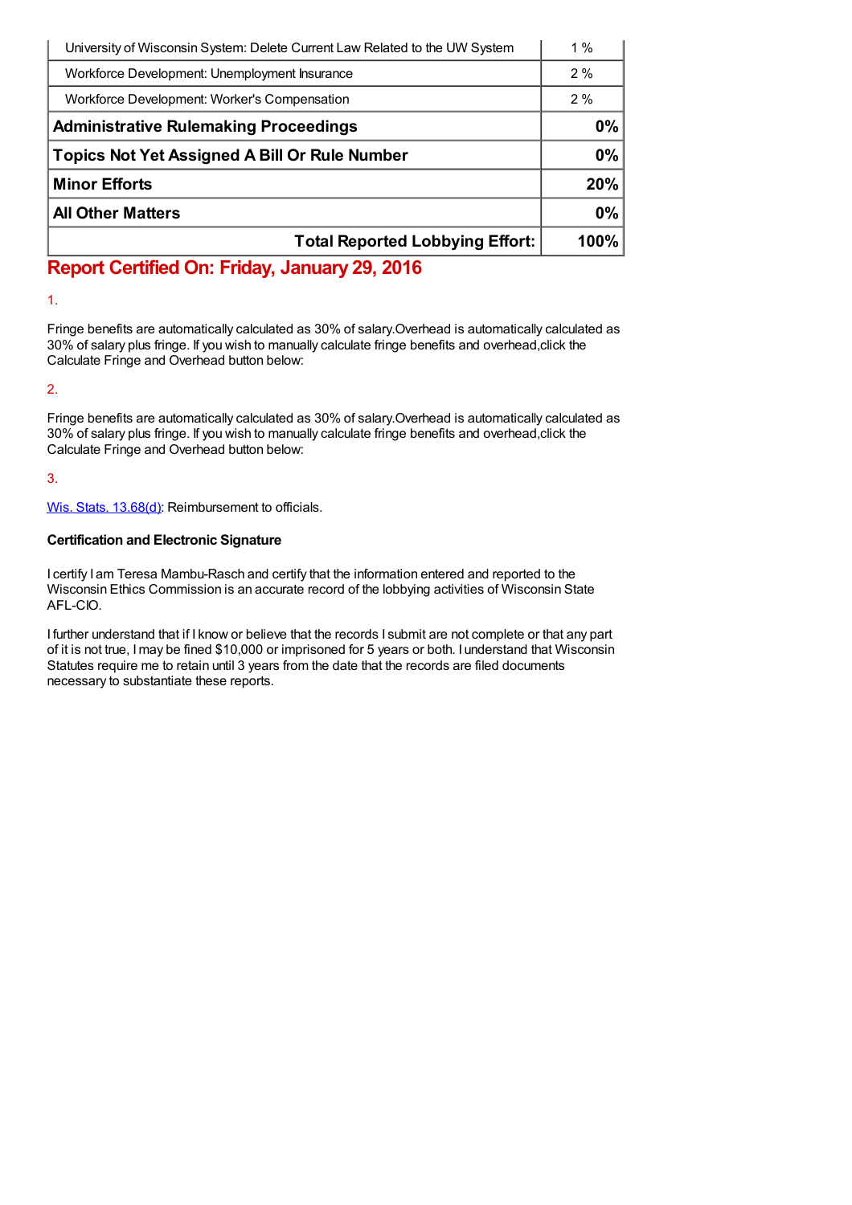| | |
|---|---|
| University of Wisconsin System: Delete Current Law Related to the UW System | 1 % |
| Workforce Development: Unemployment Insurance | 2 % |
| Workforce Development: Worker's Compensation | 2 % |
| **Administrative Rulemaking Proceedings** | **0%** |
| **Topics Not Yet Assigned A Bill Or Rule Number** | **0%** |
| **Minor Efforts** | **20%** |
| **All Other Matters** | **0%** |
| **Total Reported Lobbying Effort:** | **100%** |

## Report Certified On: Friday, January 29, 2016

1.

Fringe benefits are automatically calculated as 30% of salary.Overhead is automatically calculated as 30% of salary plus fringe. If you wish to manually calculate fringe benefits and overhead,click the Calculate Fringe and Overhead button below:

2.

Fringe benefits are automatically calculated as 30% of salary.Overhead is automatically calculated as 30% of salary plus fringe. If you wish to manually calculate fringe benefits and overhead,click the Calculate Fringe and Overhead button below:

3.

Wis. Stats. 13.68(d): Reimbursement to officials.

**Certification and Electronic Signature**

I certify I am Teresa Mambu-Rasch and certify that the information entered and reported to the Wisconsin Ethics Commission is an accurate record of the lobbying activities of Wisconsin State AFL-CIO.

I further understand that if I know or believe that the records I submit are not complete or that any part of it is not true, I may be fined $10,000 or imprisoned for 5 years or both. I understand that Wisconsin Statutes require me to retain until 3 years from the date that the records are filed documents necessary to substantiate these reports.